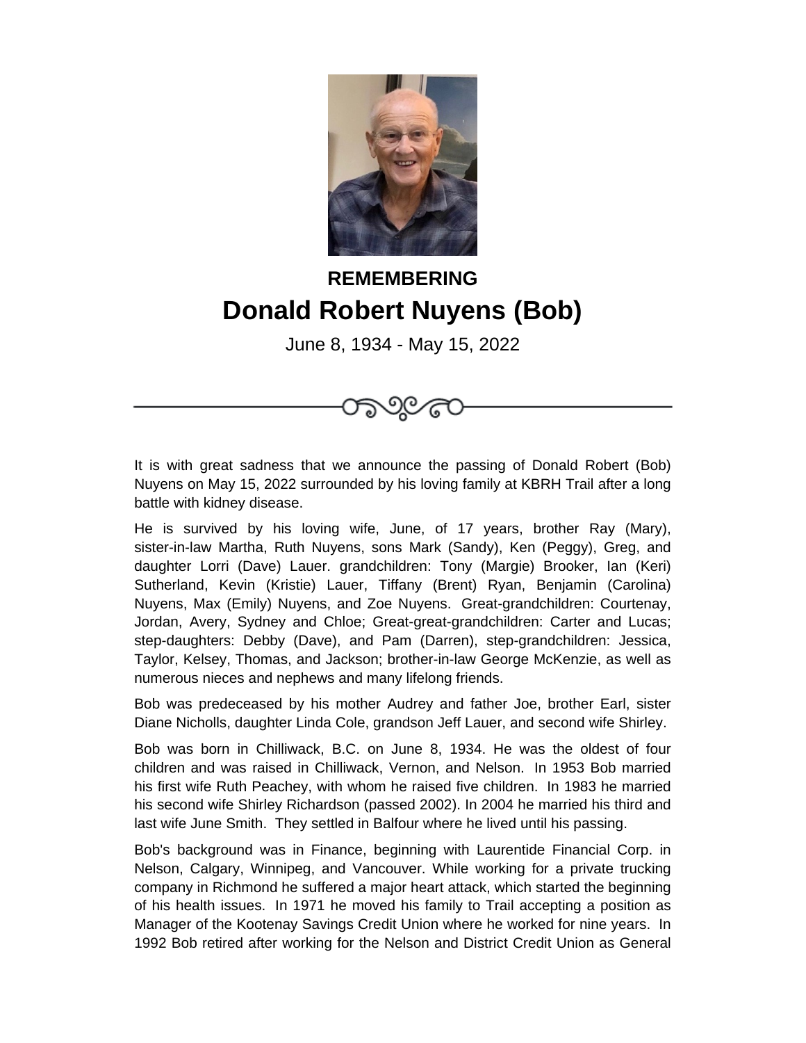**REMEMBERING**

# Donald Robert Nuyens (Bob)

June 8, 1934 - May 15, 2022

It is with great sadness that we announce the passing of Donald Robert (Bob) Nuyens on May 15, 2022 surrounded by his loving family at KBRH Trail after a long battle with kidney disease.

He is survived by his loving wife, June, of 17 years, brother Ray (Mary), sister-in-law Martha, Ruth Nuyens, sons Mark (Sandy), Ken (Peggy), Greg, and daughter Lorri (Dave) Lauer. grandchildren: Tony (Margie) Brooker, Ian (Keri) Sutherland, Kevin (Kristie) Lauer, Tiffany (Brent) Ryan, Benjamin (Carolina) Nuyens, Max (Emily) Nuyens, and Zoe Nuyens. Great-grandchildren: Courtenay, Jordan, Avery, Sydney and Chloe; Great-great-grandchildren: Carter and Lucas; step-daughters: Debby (Dave), and Pam (Darren), step-grandchildren: Jessica, Taylor, Kelsey, Thomas, and Jackson; brother-in-law George McKenzie, as well as numerous nieces and nephews and many lifelong friends.

Bob was predeceased by his mother Audrey and father Joe, brother Earl, sister Diane Nicholls, daughter Linda Cole, grandson Jeff Lauer, and second wife Shirley.

Bob was born in Chilliwack, B.C. on June 8, 1934. He was the oldest of four children and was raised in Chilliwack, Vernon, and Nelson. In 1953 Bob married his first wife Ruth Peachey, with whom he raised five children. In 1983 he married his second wife Shirley Richardson (passed 2002). In 2004 he married his third and last wife June Smith. They settled in Balfour where he lived until his passing.

Bob's background was in Finance, beginning with Laurentide Financial Corp. in Nelson, Calgary, Winnipeg, and Vancouver. While working for a private trucking company in Richmond he suffered a major heart attack, which started the beginning of his health issues. In 1971 he moved his family to Trail accepting a position as Manager of the Kootenay Savings Credit Union where he worked for nine years. In 1992 Bob retired after working for the Nelson and District Credit Union as General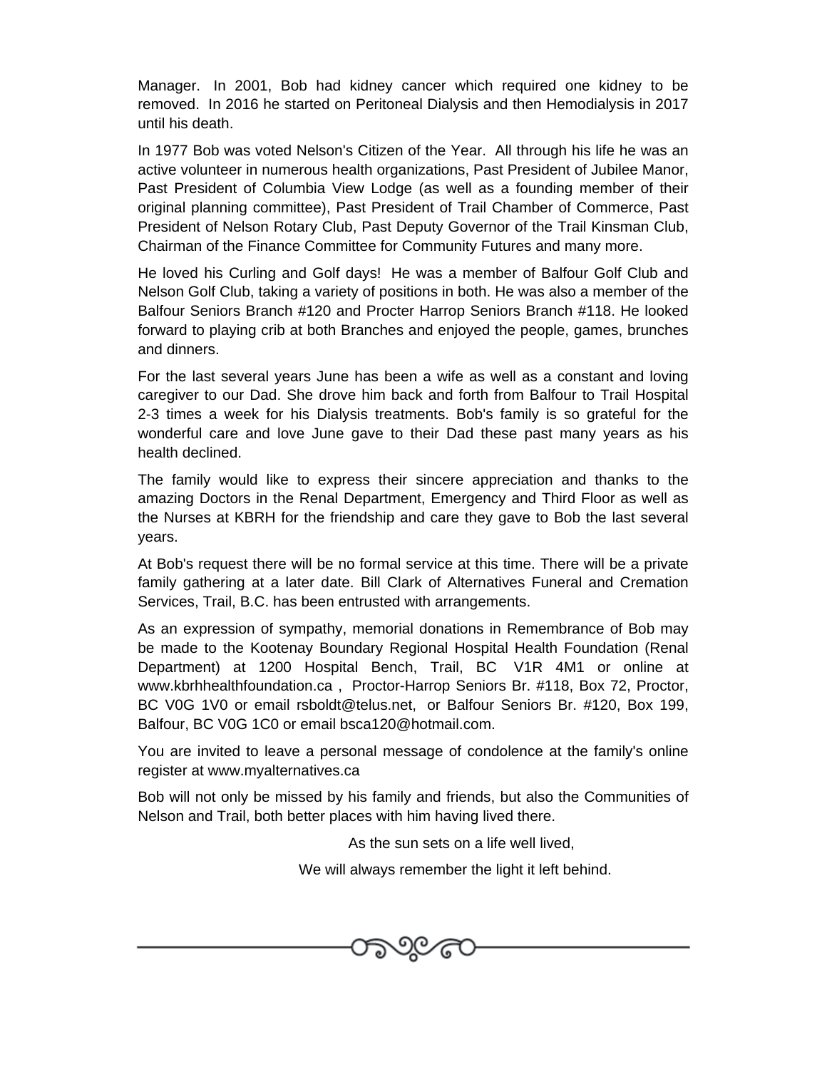Manager. In 2001, Bob had kidney cancer which required one kidney to be removed. In 2016 he started on Peritoneal Dialysis and then Hemodialysis in 2017 until his death.

In 1977 Bob was voted Nelson's Citizen of the Year. All through his life he was an active volunteer in numerous health organizations, Past President of Jubilee Manor, Past President of Columbia View Lodge (as well as a founding member of their original planning committee), Past President of Trail Chamber of Commerce, Past President of Nelson Rotary Club, Past Deputy Governor of the Trail Kinsman Club, Chairman of the Finance Committee for Community Futures and many more.

He loved his Curling and Golf days! He was a member of Balfour Golf Club and Nelson Golf Club, taking a variety of positions in both. He was also a member of the Balfour Seniors Branch #120 and Procter Harrop Seniors Branch #118. He looked forward to playing crib at both Branches and enjoyed the people, games, brunches and dinners.

For the last several years June has been a wife as well as a constant and loving caregiver to our Dad. She drove him back and forth from Balfour to Trail Hospital 2-3 times a week for his Dialysis treatments. Bob's family is so grateful for the wonderful care and love June gave to their Dad these past many years as his health declined.

The family would like to express their sincere appreciation and thanks to the amazing Doctors in the Renal Department, Emergency and Third Floor as well as the Nurses at KBRH for the friendship and care they gave to Bob the last several years.

At Bob's request there will be no formal service at this time. There will be a private family gathering at a later date. Bill Clark of Alternatives Funeral and Cremation Services, Trail, B.C. has been entrusted with arrangements.

As an expression of sympathy, memorial donations in Remembrance of Bob may be made to the Kootenay Boundary Regional Hospital Health Foundation (Renal Department) at 1200 Hospital Bench, Trail, BC V1R 4M1 or online at www.kbrhhealthfoundation.ca , Proctor-Harrop Seniors Br. #118, Box 72, Proctor, BC V0G 1V0 or email rsboldt@telus.net, or Balfour Seniors Br. #120, Box 199, Balfour, BC V0G 1C0 or email bsca120@hotmail.com.

You are invited to leave a personal message of condolence at the family's online register at www.myalternatives.ca

Bob will not only be missed by his family and friends, but also the Communities of Nelson and Trail, both better places with him having lived there.

As the sun sets on a life well lived,

We will always remember the light it left behind.